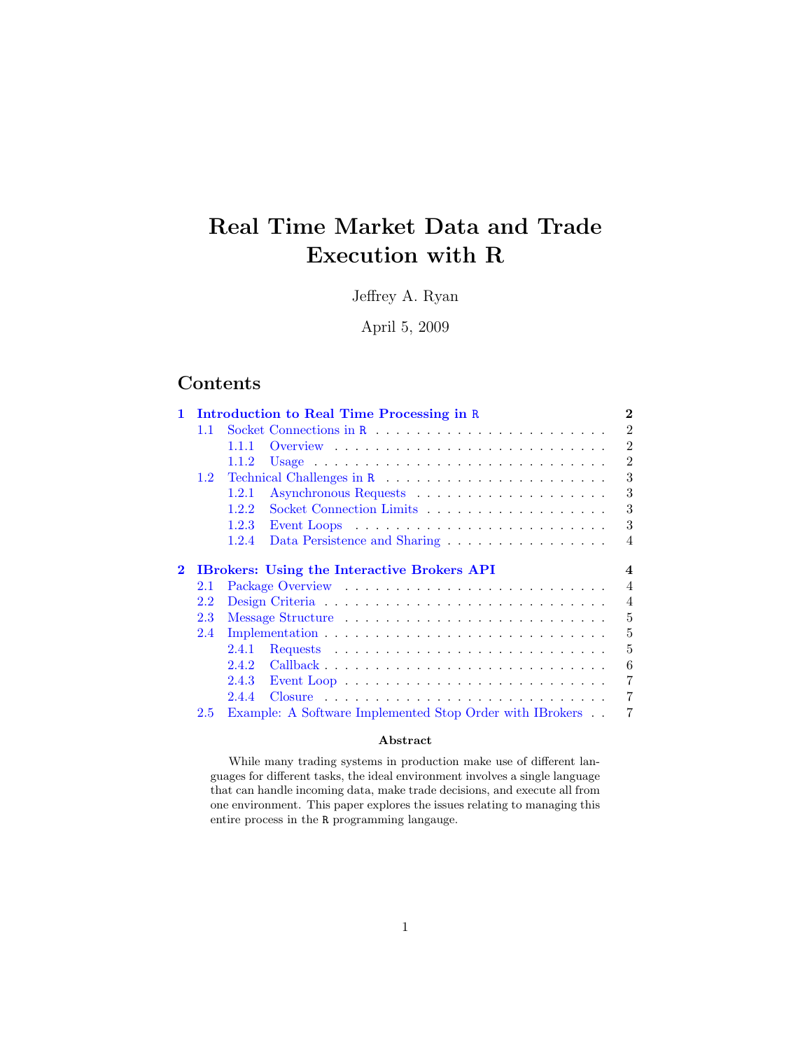# Real Time Market Data and Trade Execution with R

Jeffrey A. Ryan

April 5, 2009

## Contents

**1 Introduction to Real Time Processing in R** — 2
- 1.1 Socket Connections in R — 2
  - 1.1.1 Overview — 2
  - 1.1.2 Usage — 2
- 1.2 Technical Challenges in R — 3
  - 1.2.1 Asynchronous Requests — 3
  - 1.2.2 Socket Connection Limits — 3
  - 1.2.3 Event Loops — 3
  - 1.2.4 Data Persistence and Sharing — 4

**2 IBrokers: Using the Interactive Brokers API** — 4
- 2.1 Package Overview — 4
- 2.2 Design Criteria — 4
- 2.3 Message Structure — 5
- 2.4 Implementation — 5
  - 2.4.1 Requests — 5
  - 2.4.2 Callback — 6
  - 2.4.3 Event Loop — 7
  - 2.4.4 Closure — 7
- 2.5 Example: A Software Implemented Stop Order with IBrokers — 7

**Abstract**

While many trading systems in production make use of different languages for different tasks, the ideal environment involves a single language that can handle incoming data, make trade decisions, and execute all from one environment. This paper explores the issues relating to managing this entire process in the R programming langauge.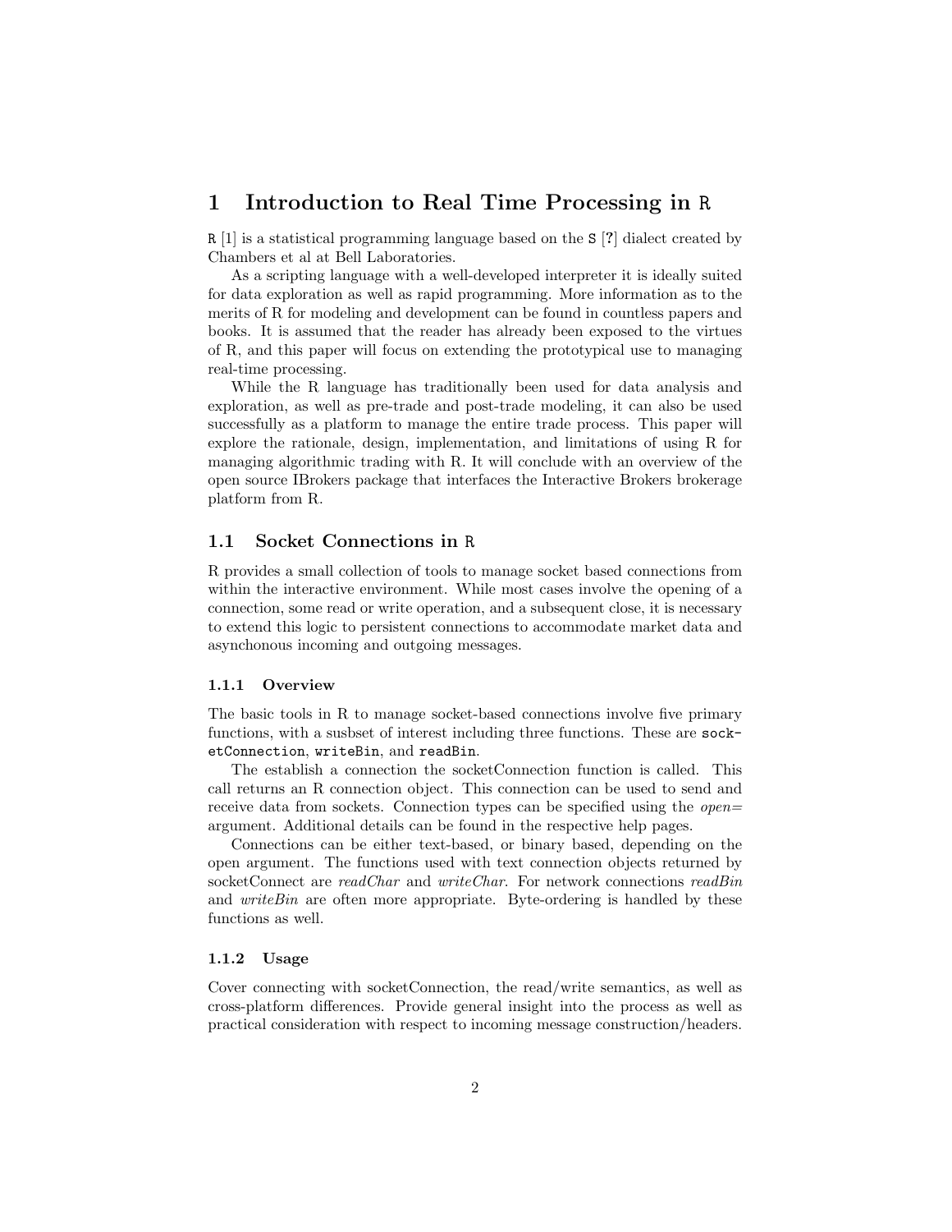# 1 Introduction to Real Time Processing in R

R [1] is a statistical programming language based on the S [?] dialect created by Chambers et al at Bell Laboratories.

As a scripting language with a well-developed interpreter it is ideally suited for data exploration as well as rapid programming. More information as to the merits of R for modeling and development can be found in countless papers and books. It is assumed that the reader has already been exposed to the virtues of R, and this paper will focus on extending the prototypical use to managing real-time processing.

While the R language has traditionally been used for data analysis and exploration, as well as pre-trade and post-trade modeling, it can also be used successfully as a platform to manage the entire trade process. This paper will explore the rationale, design, implementation, and limitations of using R for managing algorithmic trading with R. It will conclude with an overview of the open source IBrokers package that interfaces the Interactive Brokers brokerage platform from R.

## 1.1 Socket Connections in R

R provides a small collection of tools to manage socket based connections from within the interactive environment. While most cases involve the opening of a connection, some read or write operation, and a subsequent close, it is necessary to extend this logic to persistent connections to accommodate market data and asynchonous incoming and outgoing messages.

### 1.1.1 Overview

The basic tools in R to manage socket-based connections involve five primary functions, with a susbset of interest including three functions. These are `socketConnection`, `writeBin`, and `readBin`.

The establish a connection the socketConnection function is called. This call returns an R connection object. This connection can be used to send and receive data from sockets. Connection types can be specified using the *open=* argument. Additional details can be found in the respective help pages.

Connections can be either text-based, or binary based, depending on the open argument. The functions used with text connection objects returned by socketConnect are *readChar* and *writeChar*. For network connections *readBin* and *writeBin* are often more appropriate. Byte-ordering is handled by these functions as well.

### 1.1.2 Usage

Cover connecting with socketConnection, the read/write semantics, as well as cross-platform differences. Provide general insight into the process as well as practical consideration with respect to incoming message construction/headers.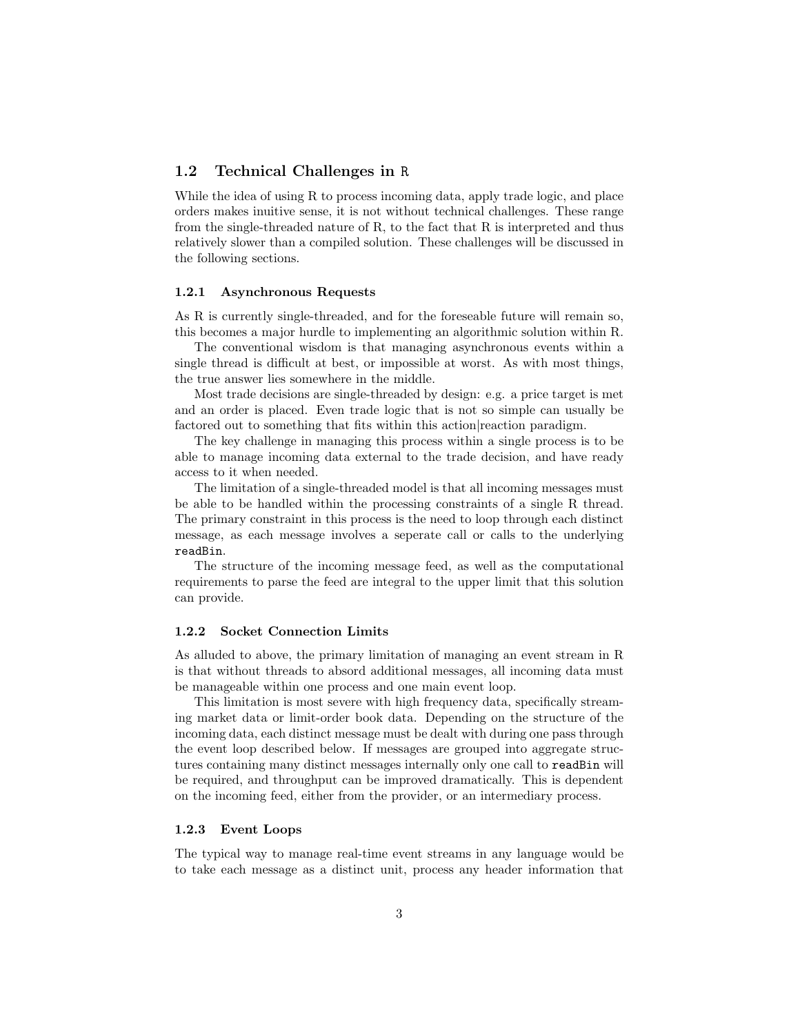## 1.2 Technical Challenges in `R`

While the idea of using R to process incoming data, apply trade logic, and place orders makes inuitive sense, it is not without technical challenges. These range from the single-threaded nature of R, to the fact that R is interpreted and thus relatively slower than a compiled solution. These challenges will be discussed in the following sections.

### 1.2.1 Asynchronous Requests

As R is currently single-threaded, and for the foreseable future will remain so, this becomes a major hurdle to implementing an algorithmic solution within R.

The conventional wisdom is that managing asynchronous events within a single thread is difficult at best, or impossible at worst. As with most things, the true answer lies somewhere in the middle.

Most trade decisions are single-threaded by design: e.g. a price target is met and an order is placed. Even trade logic that is not so simple can usually be factored out to something that fits within this action|reaction paradigm.

The key challenge in managing this process within a single process is to be able to manage incoming data external to the trade decision, and have ready access to it when needed.

The limitation of a single-threaded model is that all incoming messages must be able to be handled within the processing constraints of a single R thread. The primary constraint in this process is the need to loop through each distinct message, as each message involves a seperate call or calls to the underlying `readBin`.

The structure of the incoming message feed, as well as the computational requirements to parse the feed are integral to the upper limit that this solution can provide.

### 1.2.2 Socket Connection Limits

As alluded to above, the primary limitation of managing an event stream in R is that without threads to absord additional messages, all incoming data must be manageable within one process and one main event loop.

This limitation is most severe with high frequency data, specifically streaming market data or limit-order book data. Depending on the structure of the incoming data, each distinct message must be dealt with during one pass through the event loop described below. If messages are grouped into aggregate structures containing many distinct messages internally only one call to `readBin` will be required, and throughput can be improved dramatically. This is dependent on the incoming feed, either from the provider, or an intermediary process.

### 1.2.3 Event Loops

The typical way to manage real-time event streams in any language would be to take each message as a distinct unit, process any header information that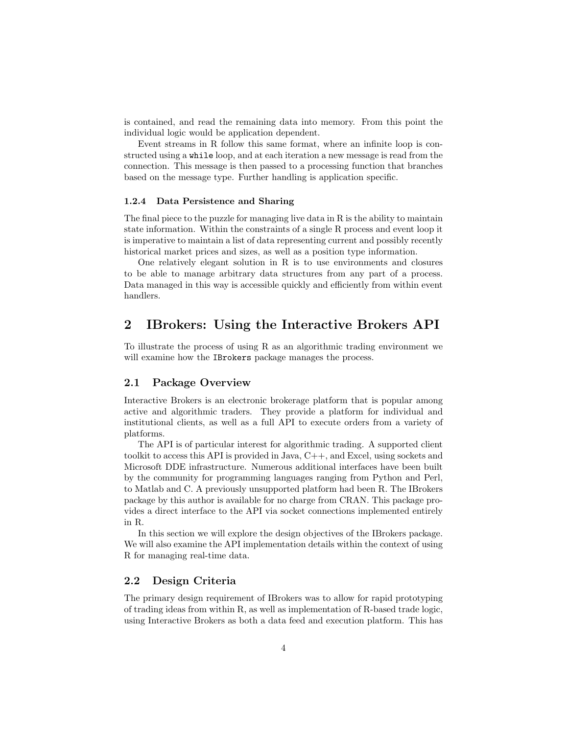is contained, and read the remaining data into memory. From this point the individual logic would be application dependent.

Event streams in R follow this same format, where an infinite loop is constructed using a `while` loop, and at each iteration a new message is read from the connection. This message is then passed to a processing function that branches based on the message type. Further handling is application specific.

### 1.2.4 Data Persistence and Sharing

The final piece to the puzzle for managing live data in R is the ability to maintain state information. Within the constraints of a single R process and event loop it is imperative to maintain a list of data representing current and possibly recently historical market prices and sizes, as well as a position type information.

One relatively elegant solution in R is to use environments and closures to be able to manage arbitrary data structures from any part of a process. Data managed in this way is accessible quickly and efficiently from within event handlers.

# 2 IBrokers: Using the Interactive Brokers API

To illustrate the process of using R as an algorithmic trading environment we will examine how the `IBrokers` package manages the process.

## 2.1 Package Overview

Interactive Brokers is an electronic brokerage platform that is popular among active and algorithmic traders. They provide a platform for individual and institutional clients, as well as a full API to execute orders from a variety of platforms.

The API is of particular interest for algorithmic trading. A supported client toolkit to access this API is provided in Java, C++, and Excel, using sockets and Microsoft DDE infrastructure. Numerous additional interfaces have been built by the community for programming languages ranging from Python and Perl, to Matlab and C. A previously unsupported platform had been R. The IBrokers package by this author is available for no charge from CRAN. This package provides a direct interface to the API via socket connections implemented entirely in R.

In this section we will explore the design objectives of the IBrokers package. We will also examine the API implementation details within the context of using R for managing real-time data.

## 2.2 Design Criteria

The primary design requirement of IBrokers was to allow for rapid prototyping of trading ideas from within R, as well as implementation of R-based trade logic, using Interactive Brokers as both a data feed and execution platform. This has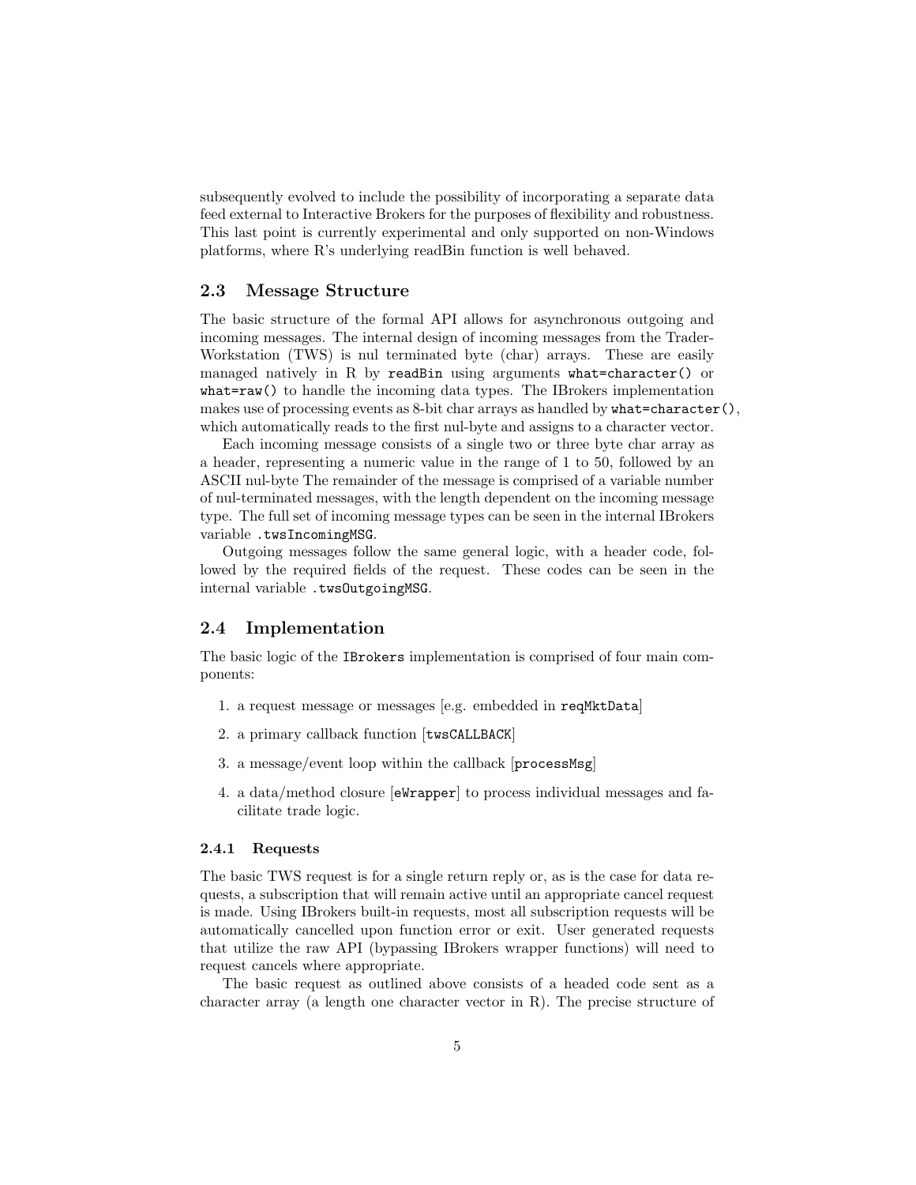subsequently evolved to include the possibility of incorporating a separate data feed external to Interactive Brokers for the purposes of flexibility and robustness. This last point is currently experimental and only supported on non-Windows platforms, where R's underlying readBin function is well behaved.

### 2.3 Message Structure

The basic structure of the formal API allows for asynchronous outgoing and incoming messages. The internal design of incoming messages from the Trader-Workstation (TWS) is nul terminated byte (char) arrays. These are easily managed natively in R by `readBin` using arguments `what=character()` or `what=raw()` to handle the incoming data types. The IBrokers implementation makes use of processing events as 8-bit char arrays as handled by `what=character()`, which automatically reads to the first nul-byte and assigns to a character vector.

Each incoming message consists of a single two or three byte char array as a header, representing a numeric value in the range of 1 to 50, followed by an ASCII nul-byte The remainder of the message is comprised of a variable number of nul-terminated messages, with the length dependent on the incoming message type. The full set of incoming message types can be seen in the internal IBrokers variable `.twsIncomingMSG`.

Outgoing messages follow the same general logic, with a header code, followed by the required fields of the request. These codes can be seen in the internal variable `.twsOutgoingMSG`.

### 2.4 Implementation

The basic logic of the `IBrokers` implementation is comprised of four main components:

1. a request message or messages [e.g. embedded in `reqMktData`]
2. a primary callback function [`twsCALLBACK`]
3. a message/event loop within the callback [`processMsg`]
4. a data/method closure [`eWrapper`] to process individual messages and facilitate trade logic.

#### 2.4.1 Requests

The basic TWS request is for a single return reply or, as is the case for data requests, a subscription that will remain active until an appropriate cancel request is made. Using IBrokers built-in requests, most all subscription requests will be automatically cancelled upon function error or exit. User generated requests that utilize the raw API (bypassing IBrokers wrapper functions) will need to request cancels where appropriate.

The basic request as outlined above consists of a headed code sent as a character array (a length one character vector in R). The precise structure of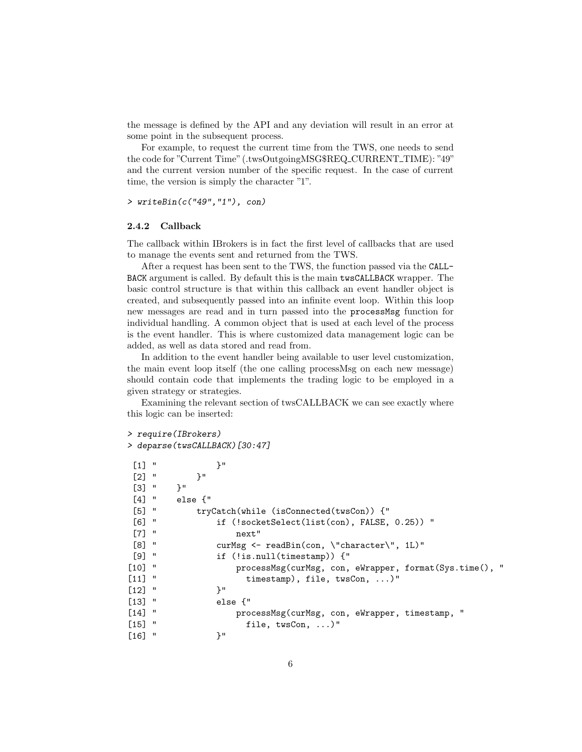the message is defined by the API and any deviation will result in an error at some point in the subsequent process.

For example, to request the current time from the TWS, one needs to send the code for "Current Time" (.twsOutgoingMSG$REQ_CURRENT_TIME): "49" and the current version number of the specific request. In the case of current time, the version is simply the character "1".

```
> writeBin(c("49","1"), con)
```

### 2.4.2 Callback

The callback within IBrokers is in fact the first level of callbacks that are used to manage the events sent and returned from the TWS.

After a request has been sent to the TWS, the function passed via the CALLBACK argument is called. By default this is the main twsCALLBACK wrapper. The basic control structure is that within this callback an event handler object is created, and subsequently passed into an infinite event loop. Within this loop new messages are read and in turn passed into the processMsg function for individual handling. A common object that is used at each level of the process is the event handler. This is where customized data management logic can be added, as well as data stored and read from.

In addition to the event handler being available to user level customization, the main event loop itself (the one calling processMsg on each new message) should contain code that implements the trading logic to be employed in a given strategy or strategies.

Examining the relevant section of twsCALLBACK we can see exactly where this logic can be inserted:

```
> require(IBrokers)
> deparse(twsCALLBACK)[30:47]

 [1] "            }"
 [2] "        }"
 [3] "    }"
 [4] "    else {"
 [5] "        tryCatch(while (isConnected(twsCon)) {"
 [6] "            if (!socketSelect(list(con), FALSE, 0.25)) "
 [7] "                next"
 [8] "            curMsg <- readBin(con, \"character\", 1L)"
 [9] "            if (!is.null(timestamp)) {"
[10] "                processMsg(curMsg, con, eWrapper, format(Sys.time(), "
[11] "                  timestamp), file, twsCon, ...)"
[12] "            }"
[13] "            else {"
[14] "                processMsg(curMsg, con, eWrapper, timestamp, "
[15] "                  file, twsCon, ...)"
[16] "            }"
```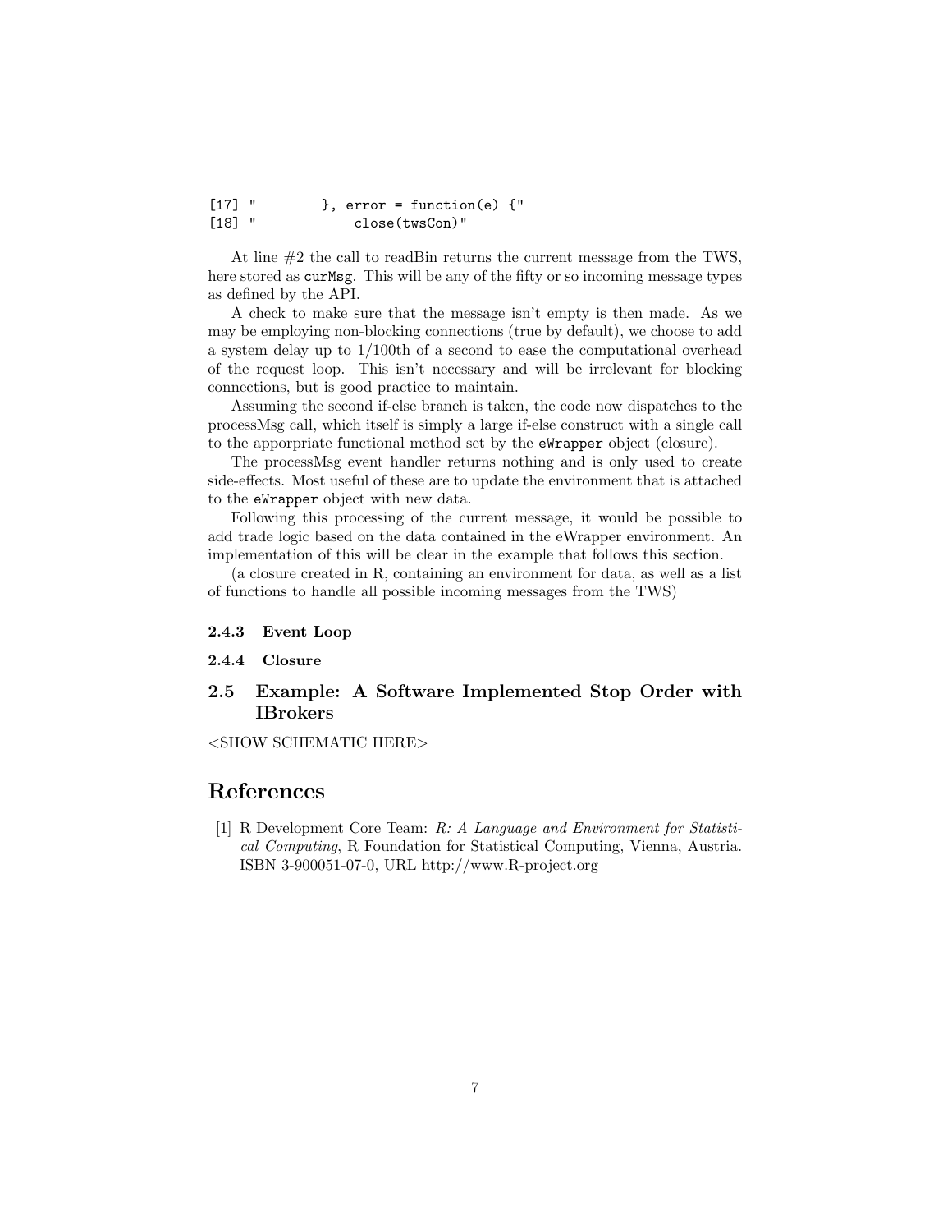```
[17] "        }, error = function(e) {"
[18] "            close(twsCon)"
```

At line #2 the call to readBin returns the current message from the TWS, here stored as `curMsg`. This will be any of the fifty or so incoming message types as defined by the API.

A check to make sure that the message isn't empty is then made. As we may be employing non-blocking connections (true by default), we choose to add a system delay up to 1/100th of a second to ease the computational overhead of the request loop. This isn't necessary and will be irrelevant for blocking connections, but is good practice to maintain.

Assuming the second if-else branch is taken, the code now dispatches to the processMsg call, which itself is simply a large if-else construct with a single call to the apporpriate functional method set by the `eWrapper` object (closure).

The processMsg event handler returns nothing and is only used to create side-effects. Most useful of these are to update the environment that is attached to the `eWrapper` object with new data.

Following this processing of the current message, it would be possible to add trade logic based on the data contained in the eWrapper environment. An implementation of this will be clear in the example that follows this section.

(a closure created in R, containing an environment for data, as well as a list of functions to handle all possible incoming messages from the TWS)

#### 2.4.3 Event Loop

#### 2.4.4 Closure

### 2.5 Example: A Software Implemented Stop Order with IBrokers

<SHOW SCHEMATIC HERE>

## References

[1] R Development Core Team: *R: A Language and Environment for Statistical Computing*, R Foundation for Statistical Computing, Vienna, Austria. ISBN 3-900051-07-0, URL http://www.R-project.org